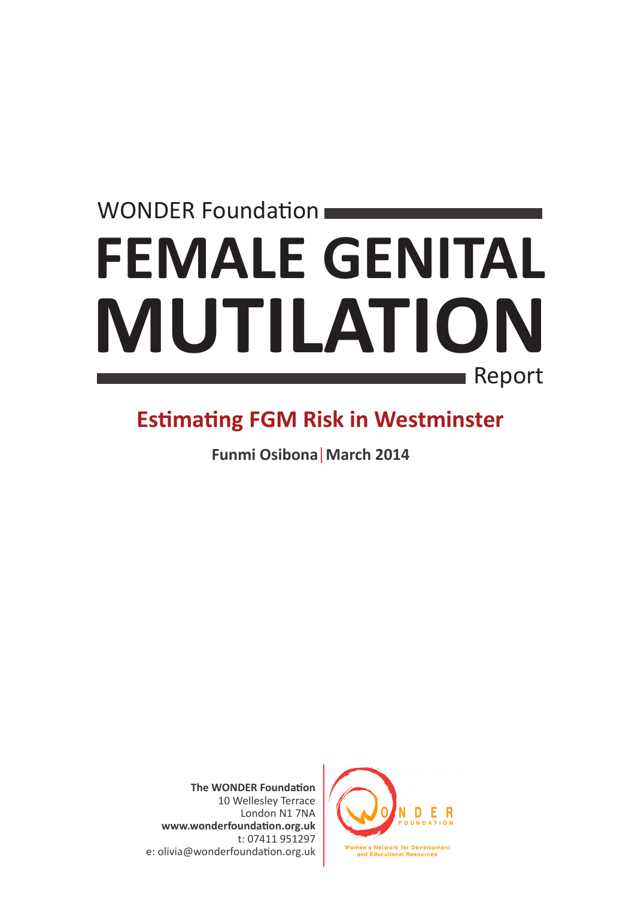WONDER Foundation

# FEMALE GENITAL MUTILATION

Report

## Estimating FGM Risk in Westminster

**Funmi Osibona | March 2014**

**The WONDER Foundation**
10 Wellesley Terrace
London N1 7NA
**www.wonderfoundation.org.uk**
t: 07411 951297
e: olivia@wonderfoundation.org.uk

WONDER FOUNDATION
Women's Network for Development and Educational Resources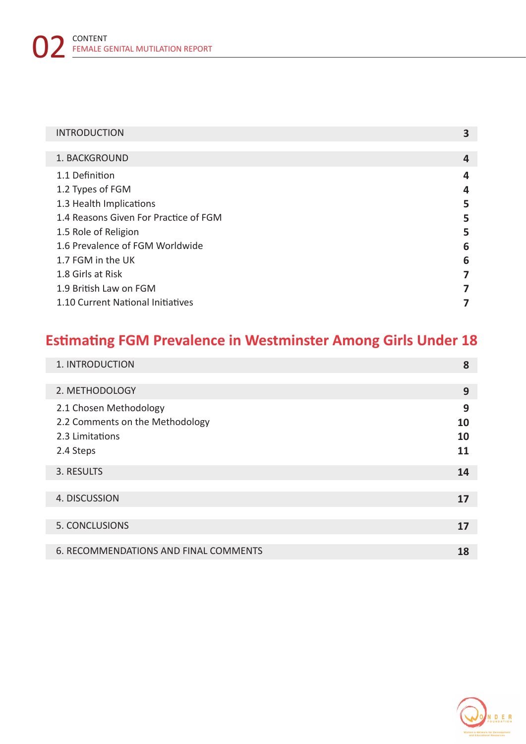# CONTENT

## FEMALE GENITAL MUTILATION REPORT

| | |
|---|---|
| INTRODUCTION | 3 |
| 1. BACKGROUND | 4 |
| 1.1 Definition | 4 |
| 1.2 Types of FGM | 4 |
| 1.3 Health Implications | 5 |
| 1.4 Reasons Given For Practice of FGM | 5 |
| 1.5 Role of Religion | 5 |
| 1.6 Prevalence of FGM Worldwide | 6 |
| 1.7 FGM in the UK | 6 |
| 1.8 Girls at Risk | 7 |
| 1.9 British Law on FGM | 7 |
| 1.10 Current National Initiatives | 7 |

## Estimating FGM Prevalence in Westminster Among Girls Under 18

| | |
|---|---|
| 1. INTRODUCTION | 8 |
| 2. METHODOLOGY | 9 |
| 2.1 Chosen Methodology | 9 |
| 2.2 Comments on the Methodology | 10 |
| 2.3 Limitations | 10 |
| 2.4 Steps | 11 |
| 3. RESULTS | 14 |
| 4. DISCUSSION | 17 |
| 5. CONCLUSIONS | 17 |
| 6. RECOMMENDATIONS AND FINAL COMMENTS | 18 |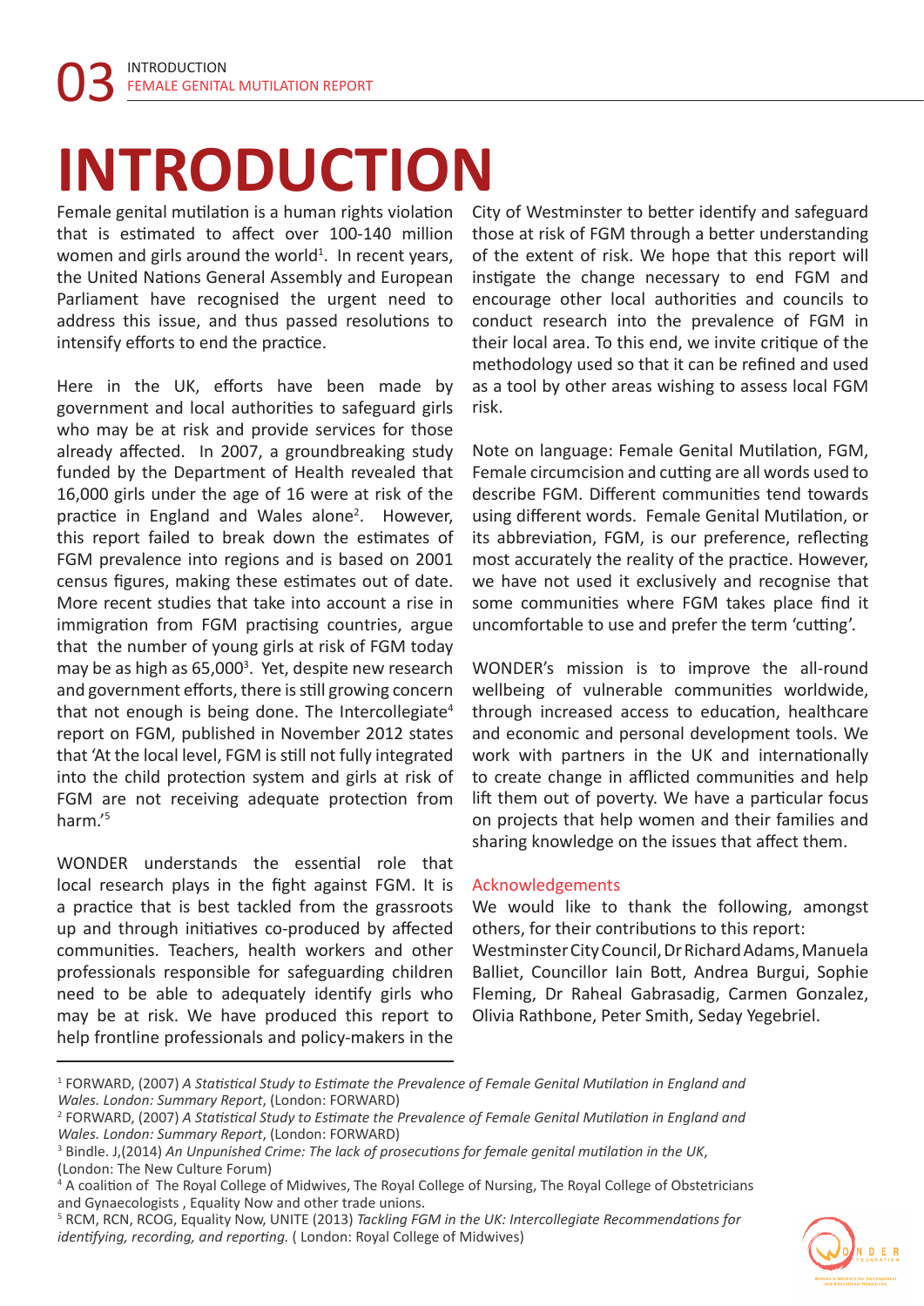# INTRODUCTION

Female genital mutilation is a human rights violation that is estimated to affect over 100-140 million women and girls around the world[1]. In recent years, the United Nations General Assembly and European Parliament have recognised the urgent need to address this issue, and thus passed resolutions to intensify efforts to end the practice.

Here in the UK, efforts have been made by government and local authorities to safeguard girls who may be at risk and provide services for those already affected. In 2007, a groundbreaking study funded by the Department of Health revealed that 16,000 girls under the age of 16 were at risk of the practice in England and Wales alone[2]. However, this report failed to break down the estimates of FGM prevalence into regions and is based on 2001 census figures, making these estimates out of date. More recent studies that take into account a rise in immigration from FGM practising countries, argue that the number of young girls at risk of FGM today may be as high as 65,000[3]. Yet, despite new research and government efforts, there is still growing concern that not enough is being done. The Intercollegiate[4] report on FGM, published in November 2012 states that 'At the local level, FGM is still not fully integrated into the child protection system and girls at risk of FGM are not receiving adequate protection from harm.'[5]

WONDER understands the essential role that local research plays in the fight against FGM. It is a practice that is best tackled from the grassroots up and through initiatives co-produced by affected communities. Teachers, health workers and other professionals responsible for safeguarding children need to be able to adequately identify girls who may be at risk. We have produced this report to help frontline professionals and policy-makers in the City of Westminster to better identify and safeguard those at risk of FGM through a better understanding of the extent of risk. We hope that this report will instigate the change necessary to end FGM and encourage other local authorities and councils to conduct research into the prevalence of FGM in their local area. To this end, we invite critique of the methodology used so that it can be refined and used as a tool by other areas wishing to assess local FGM risk.

Note on language: Female Genital Mutilation, FGM, Female circumcision and cutting are all words used to describe FGM. Different communities tend towards using different words. Female Genital Mutilation, or its abbreviation, FGM, is our preference, reflecting most accurately the reality of the practice. However, we have not used it exclusively and recognise that some communities where FGM takes place find it uncomfortable to use and prefer the term 'cutting'.

WONDER's mission is to improve the all-round wellbeing of vulnerable communities worldwide, through increased access to education, healthcare and economic and personal development tools. We work with partners in the UK and internationally to create change in afflicted communities and help lift them out of poverty. We have a particular focus on projects that help women and their families and sharing knowledge on the issues that affect them.

## Acknowledgements

We would like to thank the following, amongst others, for their contributions to this report:
Westminster City Council, Dr Richard Adams, Manuela Balliet, Councillor Iain Bott, Andrea Burgui, Sophie Fleming, Dr Raheal Gabrasadig, Carmen Gonzalez, Olivia Rathbone, Peter Smith, Seday Yegebriel.

---

[1] FORWARD, (2007) *A Statistical Study to Estimate the Prevalence of Female Genital Mutilation in England and Wales. London: Summary Report*, (London: FORWARD)

[2] FORWARD, (2007) *A Statistical Study to Estimate the Prevalence of Female Genital Mutilation in England and Wales. London: Summary Report*, (London: FORWARD)

[3] Bindle. J,(2014) *An Unpunished Crime: The lack of prosecutions for female genital mutilation in the UK*, (London: The New Culture Forum)

[4] A coalition of The Royal College of Midwives, The Royal College of Nursing, The Royal College of Obstetricians and Gynaecologists , Equality Now and other trade unions.

[5] RCM, RCN, RCOG, Equality Now, UNITE (2013) *Tackling FGM in the UK: Intercollegiate Recommendations for identifying, recording, and reporting.* ( London: Royal College of Midwives)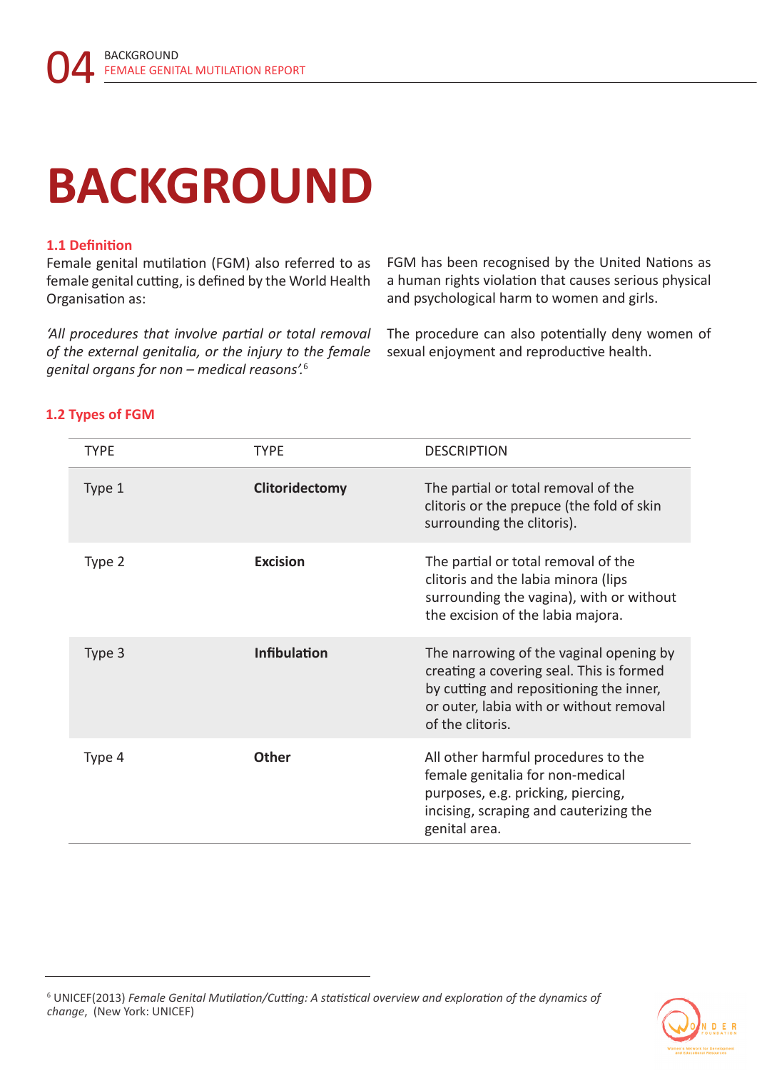# BACKGROUND

### 1.1 Definition

Female genital mutilation (FGM) also referred to as female genital cutting, is defined by the World Health Organisation as:

*'All procedures that involve partial or total removal of the external genitalia, or the injury to the female genital organs for non – medical reasons'.*[6]

FGM has been recognised by the United Nations as a human rights violation that causes serious physical and psychological harm to women and girls.

The procedure can also potentially deny women of sexual enjoyment and reproductive health.

### 1.2 Types of FGM

| TYPE | TYPE | DESCRIPTION |
|---|---|---|
| Type 1 | **Clitoridectomy** | The partial or total removal of the clitoris or the prepuce (the fold of skin surrounding the clitoris). |
| Type 2 | **Excision** | The partial or total removal of the clitoris and the labia minora (lips surrounding the vagina), with or without the excision of the labia majora. |
| Type 3 | **Infibulation** | The narrowing of the vaginal opening by creating a covering seal. This is formed by cutting and repositioning the inner, or outer, labia with or without removal of the clitoris. |
| Type 4 | **Other** | All other harmful procedures to the female genitalia for non-medical purposes, e.g. pricking, piercing, incising, scraping and cauterizing the genital area. |

[6] UNICEF(2013) *Female Genital Mutilation/Cutting: A statistical overview and exploration of the dynamics of change*, (New York: UNICEF)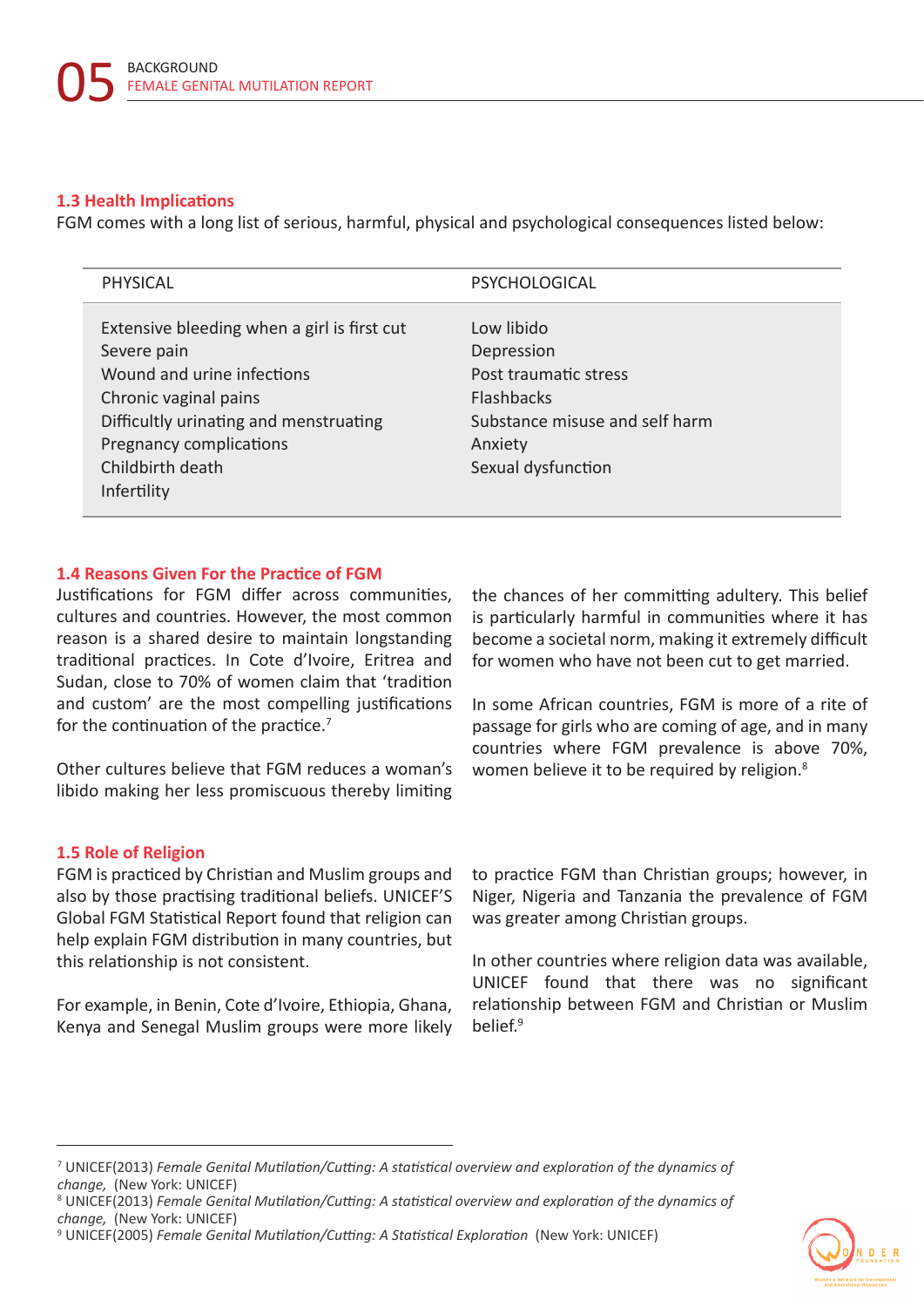### 1.3 Health Implications

FGM comes with a long list of serious, harmful, physical and psychological consequences listed below:

| PHYSICAL | PSYCHOLOGICAL |
| --- | --- |
| Extensive bleeding when a girl is first cut | Low libido |
| Severe pain | Depression |
| Wound and urine infections | Post traumatic stress |
| Chronic vaginal pains | Flashbacks |
| Difficultly urinating and menstruating | Substance misuse and self harm |
| Pregnancy complications | Anxiety |
| Childbirth death | Sexual dysfunction |
| Infertility | |

### 1.4 Reasons Given For the Practice of FGM

Justifications for FGM differ across communities, cultures and countries. However, the most common reason is a shared desire to maintain longstanding traditional practices. In Cote d'Ivoire, Eritrea and Sudan, close to 70% of women claim that 'tradition and custom' are the most compelling justifications for the continuation of the practice.[7]

Other cultures believe that FGM reduces a woman's libido making her less promiscuous thereby limiting the chances of her committing adultery. This belief is particularly harmful in communities where it has become a societal norm, making it extremely difficult for women who have not been cut to get married.

In some African countries, FGM is more of a rite of passage for girls who are coming of age, and in many countries where FGM prevalence is above 70%, women believe it to be required by religion.[8]

### 1.5 Role of Religion

FGM is practiced by Christian and Muslim groups and also by those practising traditional beliefs. UNICEF'S Global FGM Statistical Report found that religion can help explain FGM distribution in many countries, but this relationship is not consistent.

For example, in Benin, Cote d'Ivoire, Ethiopia, Ghana, Kenya and Senegal Muslim groups were more likely to practice FGM than Christian groups; however, in Niger, Nigeria and Tanzania the prevalence of FGM was greater among Christian groups.

In other countries where religion data was available, UNICEF found that there was no significant relationship between FGM and Christian or Muslim belief.[9]

---

[7] UNICEF(2013) *Female Genital Mutilation/Cutting: A statistical overview and exploration of the dynamics of change,* (New York: UNICEF)
[8] UNICEF(2013) *Female Genital Mutilation/Cutting: A statistical overview and exploration of the dynamics of change,* (New York: UNICEF)
[9] UNICEF(2005) *Female Genital Mutilation/Cutting: A Statistical Exploration* (New York: UNICEF)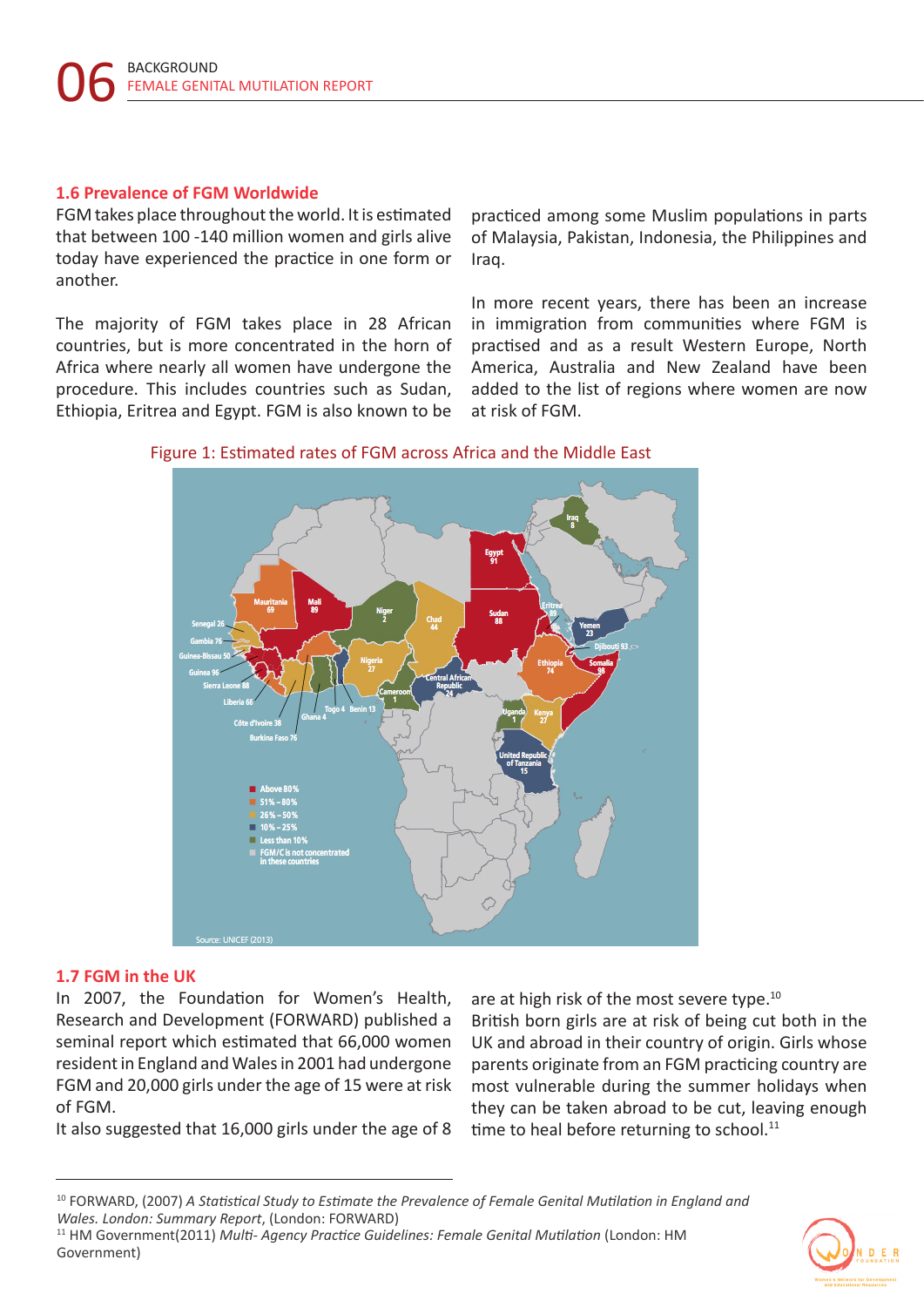## 1.6 Prevalence of FGM Worldwide

FGM takes place throughout the world. It is estimated that between 100 -140 million women and girls alive today have experienced the practice in one form or another.

The majority of FGM takes place in 28 African countries, but is more concentrated in the horn of Africa where nearly all women have undergone the procedure. This includes countries such as Sudan, Ethiopia, Eritrea and Egypt. FGM is also known to be practiced among some Muslim populations in parts of Malaysia, Pakistan, Indonesia, the Philippines and Iraq.

In more recent years, there has been an increase in immigration from communities where FGM is practised and as a result Western Europe, North America, Australia and New Zealand have been added to the list of regions where women are now at risk of FGM.

Figure 1: Estimated rates of FGM across Africa and the Middle East

## 1.7 FGM in the UK

In 2007, the Foundation for Women's Health, Research and Development (FORWARD) published a seminal report which estimated that 66,000 women resident in England and Wales in 2001 had undergone FGM and 20,000 girls under the age of 15 were at risk of FGM.

It also suggested that 16,000 girls under the age of 8 are at high risk of the most severe type.[10]

British born girls are at risk of being cut both in the UK and abroad in their country of origin. Girls whose parents originate from an FGM practicing country are most vulnerable during the summer holidays when they can be taken abroad to be cut, leaving enough time to heal before returning to school.[11]

---

[10] FORWARD, (2007) *A Statistical Study to Estimate the Prevalence of Female Genital Mutilation in England and Wales. London: Summary Report*, (London: FORWARD)

[11] HM Government(2011) *Multi- Agency Practice Guidelines: Female Genital Mutilation* (London: HM Government)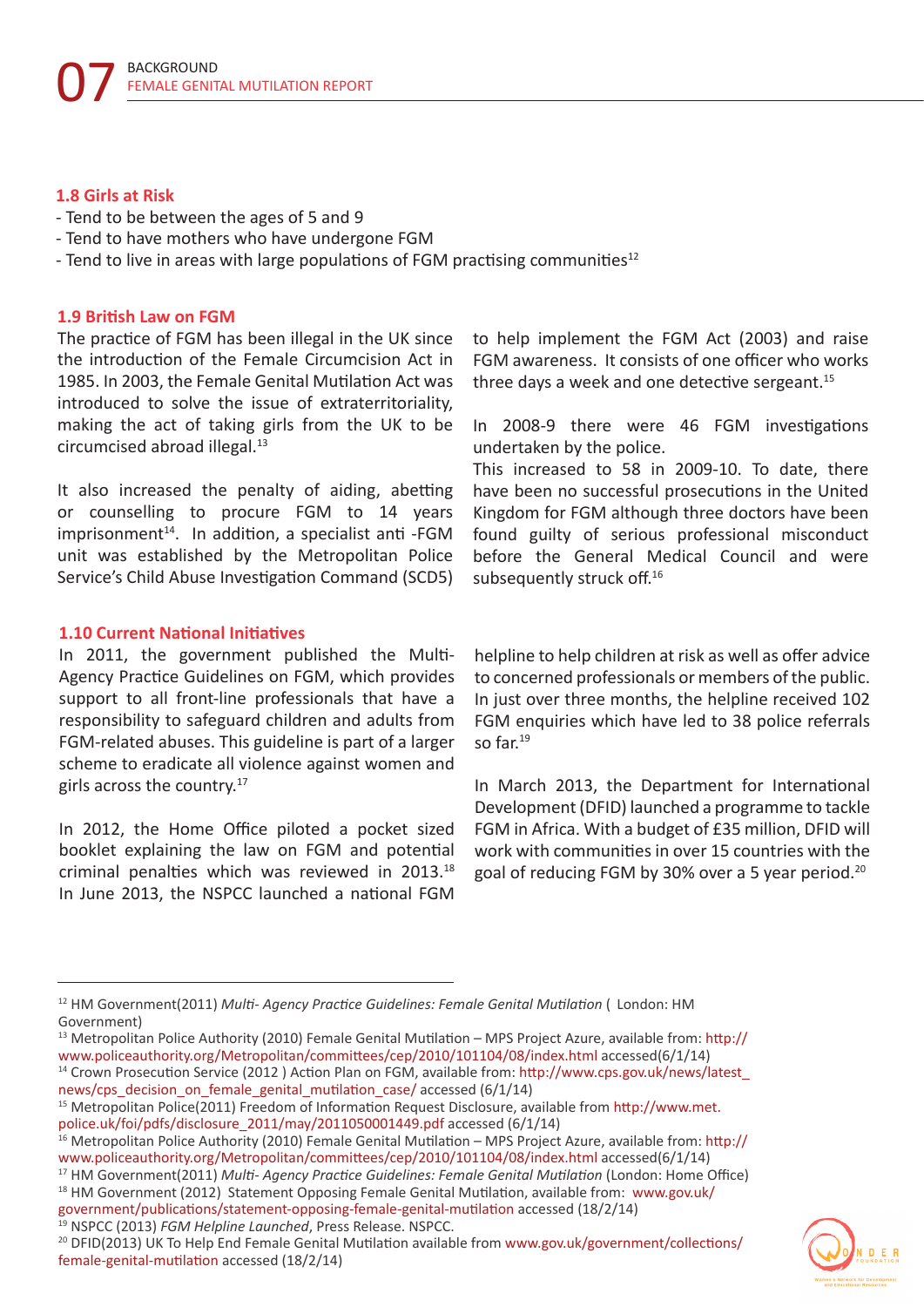## 1.8 Girls at Risk

- Tend to be between the ages of 5 and 9
- Tend to have mothers who have undergone FGM
- Tend to live in areas with large populations of FGM practising communities[12]

## 1.9 British Law on FGM

The practice of FGM has been illegal in the UK since the introduction of the Female Circumcision Act in 1985. In 2003, the Female Genital Mutilation Act was introduced to solve the issue of extraterritoriality, making the act of taking girls from the UK to be circumcised abroad illegal.[13]

It also increased the penalty of aiding, abetting or counselling to procure FGM to 14 years imprisonment[14]. In addition, a specialist anti -FGM unit was established by the Metropolitan Police Service's Child Abuse Investigation Command (SCD5) to help implement the FGM Act (2003) and raise FGM awareness. It consists of one officer who works three days a week and one detective sergeant.[15]

In 2008-9 there were 46 FGM investigations undertaken by the police.
This increased to 58 in 2009-10. To date, there have been no successful prosecutions in the United Kingdom for FGM although three doctors have been found guilty of serious professional misconduct before the General Medical Council and were subsequently struck off.[16]

## 1.10 Current National Initiatives

In 2011, the government published the Multi-Agency Practice Guidelines on FGM, which provides support to all front-line professionals that have a responsibility to safeguard children and adults from FGM-related abuses. This guideline is part of a larger scheme to eradicate all violence against women and girls across the country.[17]

In 2012, the Home Office piloted a pocket sized booklet explaining the law on FGM and potential criminal penalties which was reviewed in 2013.[18] In June 2013, the NSPCC launched a national FGM helpline to help children at risk as well as offer advice to concerned professionals or members of the public. In just over three months, the helpline received 102 FGM enquiries which have led to 38 police referrals so far.[19]

In March 2013, the Department for International Development (DFID) launched a programme to tackle FGM in Africa. With a budget of £35 million, DFID will work with communities in over 15 countries with the goal of reducing FGM by 30% over a 5 year period.[20]

---

[12] HM Government(2011) *Multi- Agency Practice Guidelines: Female Genital Mutilation* ( London: HM Government)
[13] Metropolitan Police Authority (2010) Female Genital Mutilation – MPS Project Azure, available from: http://www.policeauthority.org/Metropolitan/committees/cep/2010/101104/08/index.html accessed(6/1/14)
[14] Crown Prosecution Service (2012 ) Action Plan on FGM, available from: http://www.cps.gov.uk/news/latest_news/cps_decision_on_female_genital_mutilation_case/ accessed (6/1/14)
[15] Metropolitan Police(2011) Freedom of Information Request Disclosure, available from http://www.met.police.uk/foi/pdfs/disclosure_2011/may/2011050001449.pdf accessed (6/1/14)
[16] Metropolitan Police Authority (2010) Female Genital Mutilation – MPS Project Azure, available from: http://www.policeauthority.org/Metropolitan/committees/cep/2010/101104/08/index.html accessed(6/1/14)
[17] HM Government(2011) *Multi- Agency Practice Guidelines: Female Genital Mutilation* (London: Home Office)
[18] HM Government (2012) Statement Opposing Female Genital Mutilation, available from: www.gov.uk/government/publications/statement-opposing-female-genital-mutilation accessed (18/2/14)
[19] NSPCC (2013) *FGM Helpline Launched*, Press Release. NSPCC.
[20] DFID(2013) UK To Help End Female Genital Mutilation available from www.gov.uk/government/collections/female-genital-mutilation accessed (18/2/14)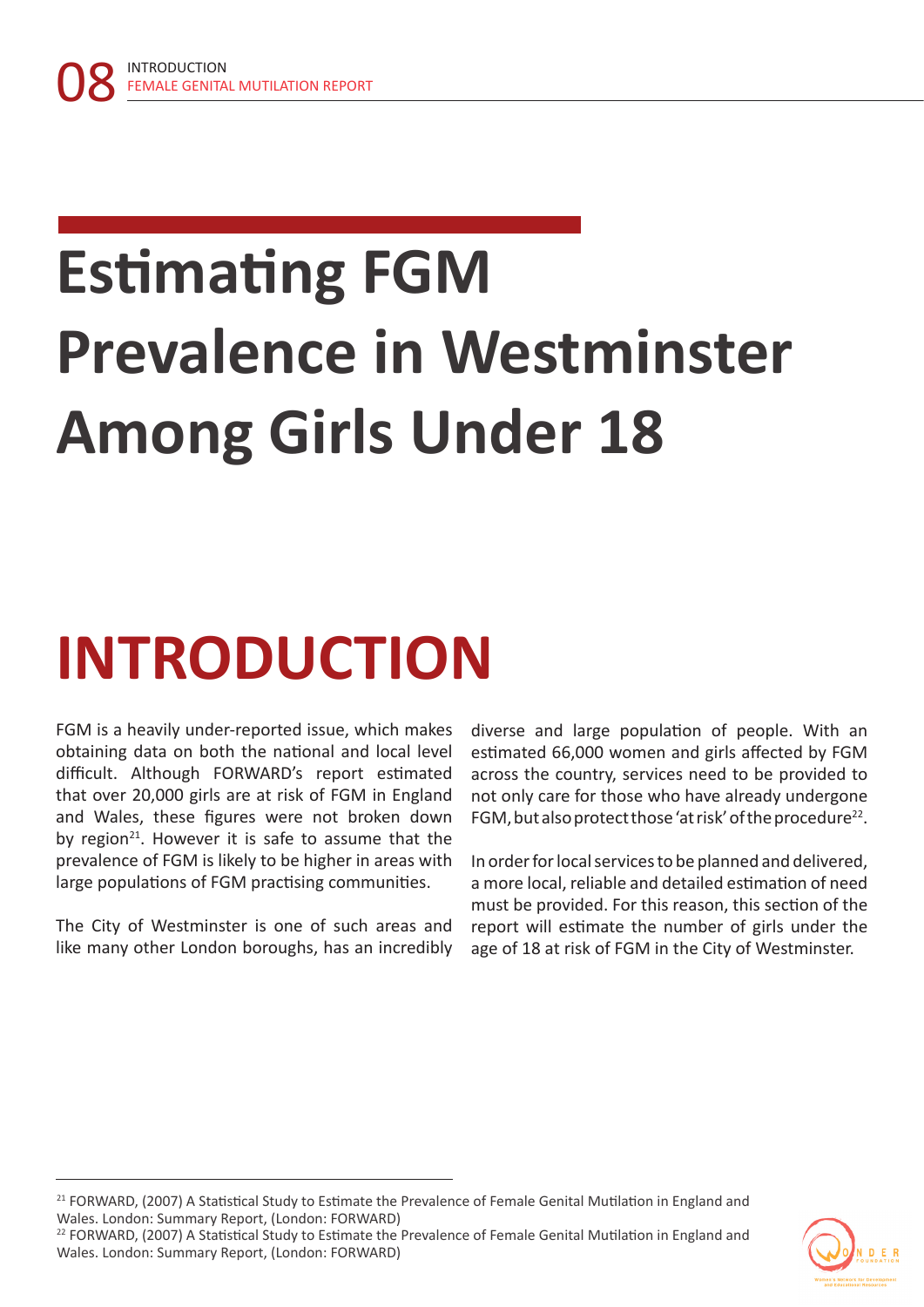# Estimating FGM Prevalence in Westminster Among Girls Under 18

## INTRODUCTION

FGM is a heavily under-reported issue, which makes obtaining data on both the national and local level difficult. Although FORWARD's report estimated that over 20,000 girls are at risk of FGM in England and Wales, these figures were not broken down by region[21]. However it is safe to assume that the prevalence of FGM is likely to be higher in areas with large populations of FGM practising communities.

The City of Westminster is one of such areas and like many other London boroughs, has an incredibly diverse and large population of people. With an estimated 66,000 women and girls affected by FGM across the country, services need to be provided to not only care for those who have already undergone FGM, but also protect those 'at risk' of the procedure[22].

In order for local services to be planned and delivered, a more local, reliable and detailed estimation of need must be provided. For this reason, this section of the report will estimate the number of girls under the age of 18 at risk of FGM in the City of Westminster.

---

[21] FORWARD, (2007) A Statistical Study to Estimate the Prevalence of Female Genital Mutilation in England and Wales. London: Summary Report, (London: FORWARD)

[22] FORWARD, (2007) A Statistical Study to Estimate the Prevalence of Female Genital Mutilation in England and Wales. London: Summary Report, (London: FORWARD)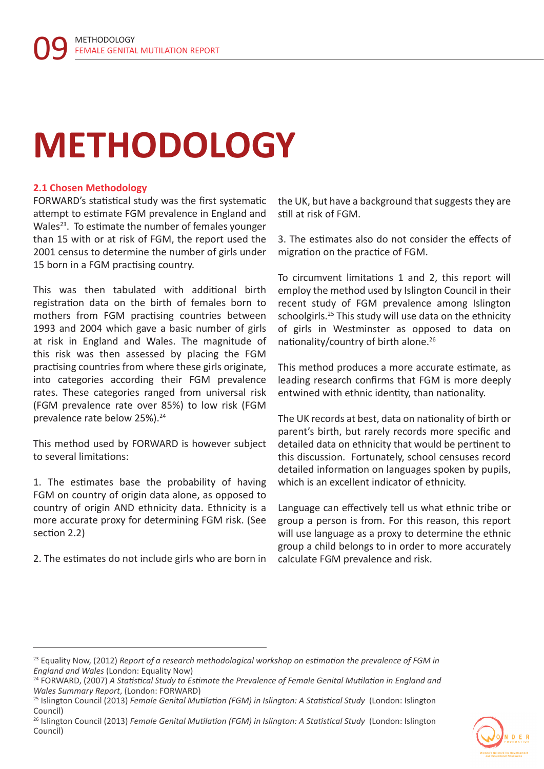# METHODOLOGY

### 2.1 Chosen Methodology

FORWARD's statistical study was the first systematic attempt to estimate FGM prevalence in England and Wales[23]. To estimate the number of females younger than 15 with or at risk of FGM, the report used the 2001 census to determine the number of girls under 15 born in a FGM practising country.

This was then tabulated with additional birth registration data on the birth of females born to mothers from FGM practising countries between 1993 and 2004 which gave a basic number of girls at risk in England and Wales. The magnitude of this risk was then assessed by placing the FGM practising countries from where these girls originate, into categories according their FGM prevalence rates. These categories ranged from universal risk (FGM prevalence rate over 85%) to low risk (FGM prevalence rate below 25%).[24]

This method used by FORWARD is however subject to several limitations:

1. The estimates base the probability of having FGM on country of origin data alone, as opposed to country of origin AND ethnicity data. Ethnicity is a more accurate proxy for determining FGM risk. (See section 2.2)

2. The estimates do not include girls who are born in the UK, but have a background that suggests they are still at risk of FGM.

3. The estimates also do not consider the effects of migration on the practice of FGM.

To circumvent limitations 1 and 2, this report will employ the method used by Islington Council in their recent study of FGM prevalence among Islington schoolgirls.[25] This study will use data on the ethnicity of girls in Westminster as opposed to data on nationality/country of birth alone.[26]

This method produces a more accurate estimate, as leading research confirms that FGM is more deeply entwined with ethnic identity, than nationality.

The UK records at best, data on nationality of birth or parent's birth, but rarely records more specific and detailed data on ethnicity that would be pertinent to this discussion. Fortunately, school censuses record detailed information on languages spoken by pupils, which is an excellent indicator of ethnicity.

Language can effectively tell us what ethnic tribe or group a person is from. For this reason, this report will use language as a proxy to determine the ethnic group a child belongs to in order to more accurately calculate FGM prevalence and risk.

---

[23] Equality Now, (2012) *Report of a research methodological workshop on estimation the prevalence of FGM in England and Wales* (London: Equality Now)

[24] FORWARD, (2007) *A Statistical Study to Estimate the Prevalence of Female Genital Mutilation in England and Wales Summary Report*, (London: FORWARD)

[25] Islington Council (2013) *Female Genital Mutilation (FGM) in Islington: A Statistical Study* (London: Islington Council)

[26] Islington Council (2013) *Female Genital Mutilation (FGM) in Islington: A Statistical Study* (London: Islington Council)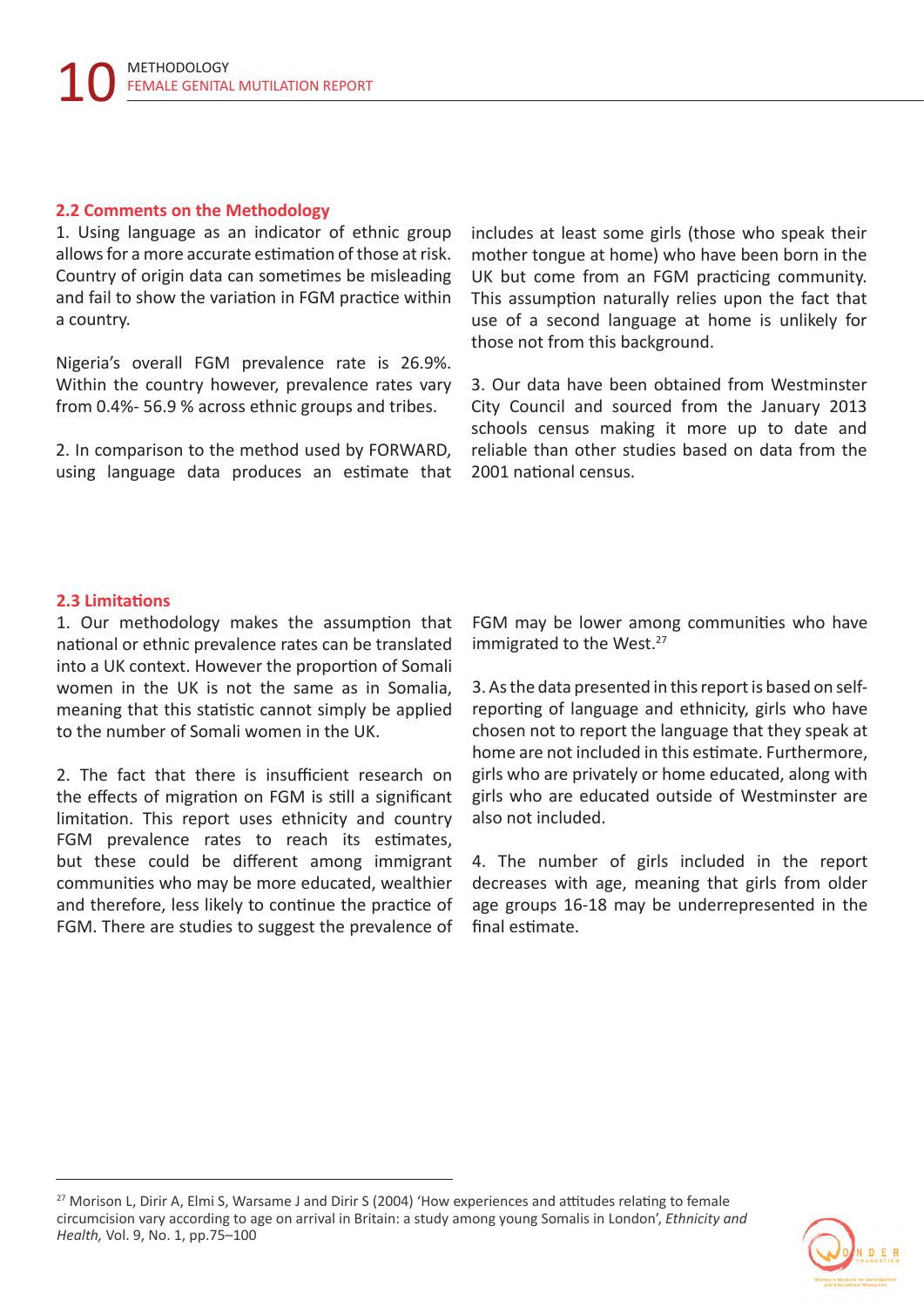## 2.2 Comments on the Methodology

1. Using language as an indicator of ethnic group allows for a more accurate estimation of those at risk. Country of origin data can sometimes be misleading and fail to show the variation in FGM practice within a country.

Nigeria's overall FGM prevalence rate is 26.9%. Within the country however, prevalence rates vary from 0.4%- 56.9 % across ethnic groups and tribes.

2. In comparison to the method used by FORWARD, using language data produces an estimate that includes at least some girls (those who speak their mother tongue at home) who have been born in the UK but come from an FGM practicing community. This assumption naturally relies upon the fact that use of a second language at home is unlikely for those not from this background.

3. Our data have been obtained from Westminster City Council and sourced from the January 2013 schools census making it more up to date and reliable than other studies based on data from the 2001 national census.

## 2.3 Limitations

1. Our methodology makes the assumption that national or ethnic prevalence rates can be translated into a UK context. However the proportion of Somali women in the UK is not the same as in Somalia, meaning that this statistic cannot simply be applied to the number of Somali women in the UK.

2. The fact that there is insufficient research on the effects of migration on FGM is still a significant limitation. This report uses ethnicity and country FGM prevalence rates to reach its estimates, but these could be different among immigrant communities who may be more educated, wealthier and therefore, less likely to continue the practice of FGM. There are studies to suggest the prevalence of FGM may be lower among communities who have immigrated to the West.[27]

3. As the data presented in this report is based on self-reporting of language and ethnicity, girls who have chosen not to report the language that they speak at home are not included in this estimate. Furthermore, girls who are privately or home educated, along with girls who are educated outside of Westminster are also not included.

4. The number of girls included in the report decreases with age, meaning that girls from older age groups 16-18 may be underrepresented in the final estimate.

---

[27] Morison L, Dirir A, Elmi S, Warsame J and Dirir S (2004) 'How experiences and attitudes relating to female circumcision vary according to age on arrival in Britain: a study among young Somalis in London', *Ethnicity and Health,* Vol. 9, No. 1, pp.75–100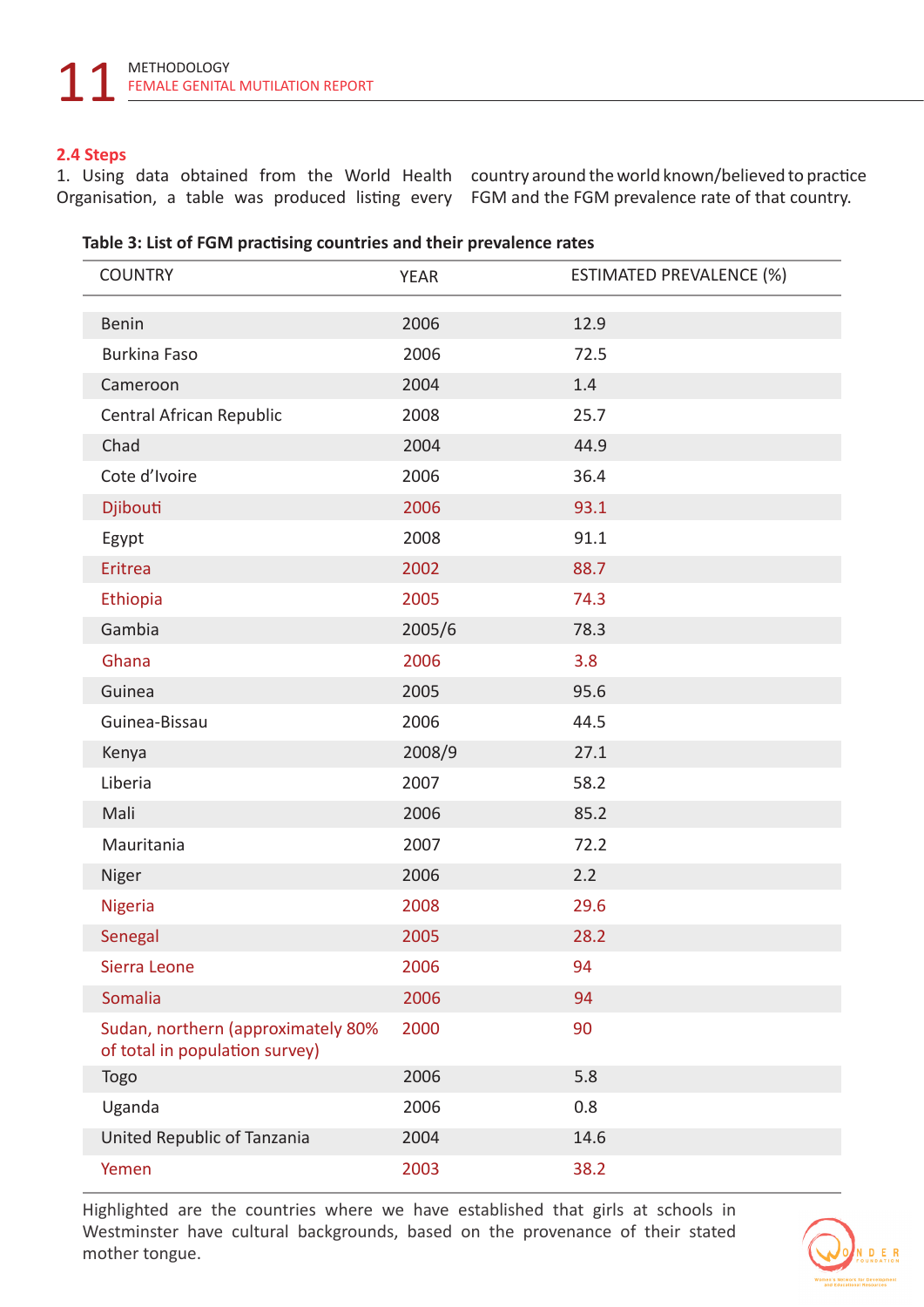## 2.4 Steps

1. Using data obtained from the World Health Organisation, a table was produced listing every country around the world known/believed to practice FGM and the FGM prevalence rate of that country.

**Table 3: List of FGM practising countries and their prevalence rates**

| COUNTRY | YEAR | ESTIMATED PREVALENCE (%) |
|---|---|---|
| Benin | 2006 | 12.9 |
| Burkina Faso | 2006 | 72.5 |
| Cameroon | 2004 | 1.4 |
| Central African Republic | 2008 | 25.7 |
| Chad | 2004 | 44.9 |
| Cote d'Ivoire | 2006 | 36.4 |
| Djibouti | 2006 | 93.1 |
| Egypt | 2008 | 91.1 |
| Eritrea | 2002 | 88.7 |
| Ethiopia | 2005 | 74.3 |
| Gambia | 2005/6 | 78.3 |
| Ghana | 2006 | 3.8 |
| Guinea | 2005 | 95.6 |
| Guinea-Bissau | 2006 | 44.5 |
| Kenya | 2008/9 | 27.1 |
| Liberia | 2007 | 58.2 |
| Mali | 2006 | 85.2 |
| Mauritania | 2007 | 72.2 |
| Niger | 2006 | 2.2 |
| Nigeria | 2008 | 29.6 |
| Senegal | 2005 | 28.2 |
| Sierra Leone | 2006 | 94 |
| Somalia | 2006 | 94 |
| Sudan, northern (approximately 80% of total in population survey) | 2000 | 90 |
| Togo | 2006 | 5.8 |
| Uganda | 2006 | 0.8 |
| United Republic of Tanzania | 2004 | 14.6 |
| Yemen | 2003 | 38.2 |

Highlighted are the countries where we have established that girls at schools in Westminster have cultural backgrounds, based on the provenance of their stated mother tongue.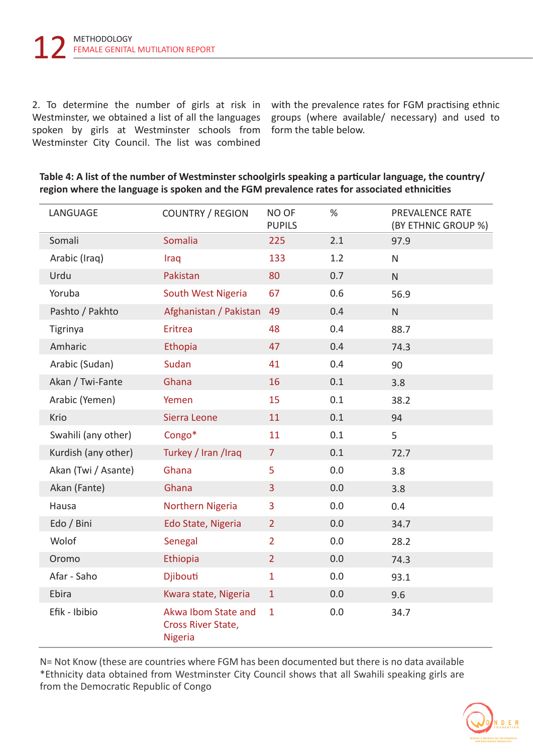2. To determine the number of girls at risk in Westminster, we obtained a list of all the languages spoken by girls at Westminster schools from Westminster City Council. The list was combined with the prevalence rates for FGM practising ethnic groups (where available/ necessary) and used to form the table below.

**Table 4: A list of the number of Westminster schoolgirls speaking a particular language, the country/ region where the language is spoken and the FGM prevalence rates for associated ethnicities**

| LANGUAGE | COUNTRY / REGION | NO OF PUPILS | % | PREVALENCE RATE (BY ETHNIC GROUP %) |
|---|---|---|---|---|
| Somali | Somalia | 225 | 2.1 | 97.9 |
| Arabic (Iraq) | Iraq | 133 | 1.2 | N |
| Urdu | Pakistan | 80 | 0.7 | N |
| Yoruba | South West Nigeria | 67 | 0.6 | 56.9 |
| Pashto / Pakhto | Afghanistan / Pakistan | 49 | 0.4 | N |
| Tigrinya | Eritrea | 48 | 0.4 | 88.7 |
| Amharic | Ethiopia | 47 | 0.4 | 74.3 |
| Arabic (Sudan) | Sudan | 41 | 0.4 | 90 |
| Akan / Twi-Fante | Ghana | 16 | 0.1 | 3.8 |
| Arabic (Yemen) | Yemen | 15 | 0.1 | 38.2 |
| Krio | Sierra Leone | 11 | 0.1 | 94 |
| Swahili (any other) | Congo* | 11 | 0.1 | 5 |
| Kurdish (any other) | Turkey / Iran /Iraq | 7 | 0.1 | 72.7 |
| Akan (Twi / Asante) | Ghana | 5 | 0.0 | 3.8 |
| Akan (Fante) | Ghana | 3 | 0.0 | 3.8 |
| Hausa | Northern Nigeria | 3 | 0.0 | 0.4 |
| Edo / Bini | Edo State, Nigeria | 2 | 0.0 | 34.7 |
| Wolof | Senegal | 2 | 0.0 | 28.2 |
| Oromo | Ethiopia | 2 | 0.0 | 74.3 |
| Afar - Saho | Djibouti | 1 | 0.0 | 93.1 |
| Ebira | Kwara state, Nigeria | 1 | 0.0 | 9.6 |
| Efik - Ibibio | Akwa Ibom State and Cross River State, Nigeria | 1 | 0.0 | 34.7 |

N= Not Know (these are countries where FGM has been documented but there is no data available
*Ethnicity data obtained from Westminster City Council shows that all Swahili speaking girls are from the Democratic Republic of Congo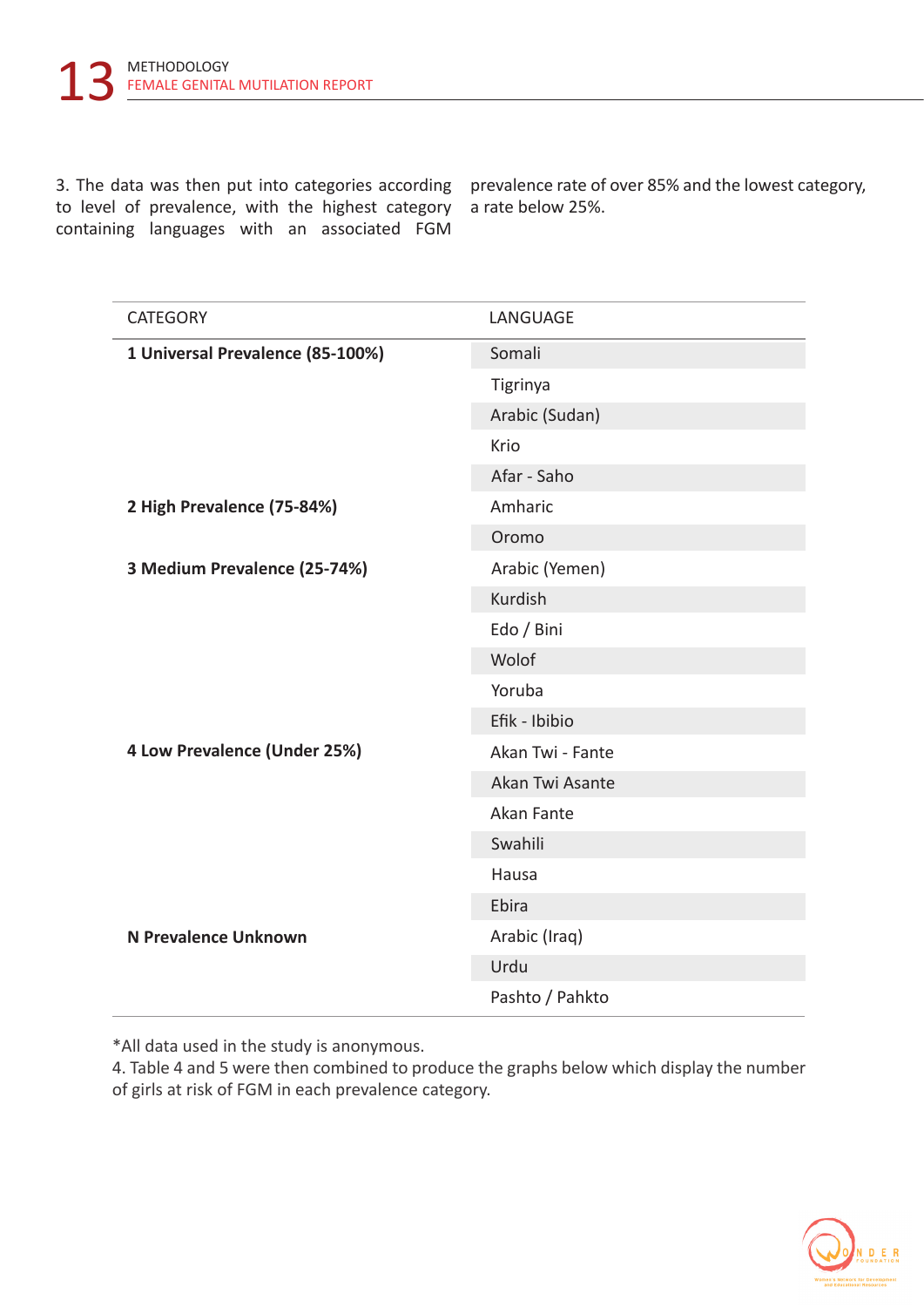3. The data was then put into categories according to level of prevalence, with the highest category containing languages with an associated FGM prevalence rate of over 85% and the lowest category, a rate below 25%.

| CATEGORY | LANGUAGE |
|---|---|
| **1 Universal Prevalence (85-100%)** | Somali |
| | Tigrinya |
| | Arabic (Sudan) |
| | Krio |
| | Afar - Saho |
| **2 High Prevalence (75-84%)** | Amharic |
| | Oromo |
| **3 Medium Prevalence (25-74%)** | Arabic (Yemen) |
| | Kurdish |
| | Edo / Bini |
| | Wolof |
| | Yoruba |
| | Efik - Ibibio |
| **4 Low Prevalence (Under 25%)** | Akan Twi - Fante |
| | Akan Twi Asante |
| | Akan Fante |
| | Swahili |
| | Hausa |
| | Ebira |
| **N Prevalence Unknown** | Arabic (Iraq) |
| | Urdu |
| | Pashto / Pahkto |

*All data used in the study is anonymous.

4. Table 4 and 5 were then combined to produce the graphs below which display the number of girls at risk of FGM in each prevalence category.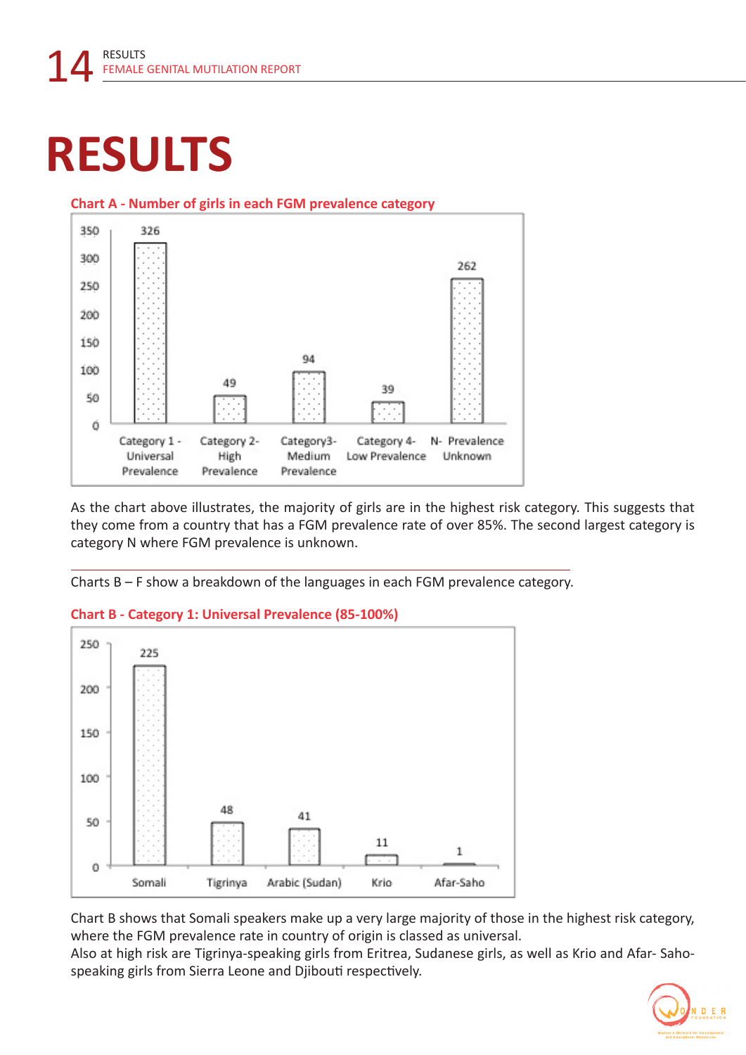# RESULTS

**Chart A - Number of girls in each FGM prevalence category**

| Category | Number of girls |
|---|---|
| Category 1 - Universal Prevalence | 326 |
| Category 2- High Prevalence | 49 |
| Category3- Medium Prevalence | 94 |
| Category 4- Low Prevalence | 39 |
| N- Prevalence Unknown | 262 |

As the chart above illustrates, the majority of girls are in the highest risk category. This suggests that they come from a country that has a FGM prevalence rate of over 85%. The second largest category is category N where FGM prevalence is unknown.

---

Charts B – F show a breakdown of the languages in each FGM prevalence category.

**Chart B - Category 1: Universal Prevalence (85-100%)**

| Language | Number of girls |
|---|---|
| Somali | 225 |
| Tigrinya | 48 |
| Arabic (Sudan) | 41 |
| Krio | 11 |
| Afar-Saho | 1 |

Chart B shows that Somali speakers make up a very large majority of those in the highest risk category, where the FGM prevalence rate in country of origin is classed as universal.
Also at high risk are Tigrinya-speaking girls from Eritrea, Sudanese girls, as well as Krio and Afar- Saho-speaking girls from Sierra Leone and Djibouti respectively.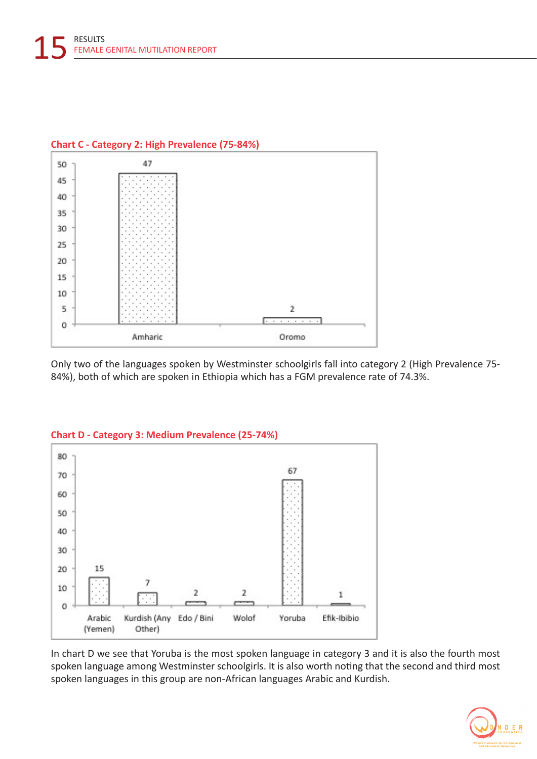## Chart C - Category 2: High Prevalence (75-84%)

| Language | Count |
|---|---|
| Amharic | 47 |
| Oromo | 2 |

Only two of the languages spoken by Westminster schoolgirls fall into category 2 (High Prevalence 75-84%), both of which are spoken in Ethiopia which has a FGM prevalence rate of 74.3%.

## Chart D - Category 3: Medium Prevalence (25-74%)

| Language | Count |
|---|---|
| Arabic (Yemen) | 15 |
| Kurdish (Any Other) | 7 |
| Edo / Bini | 2 |
| Wolof | 2 |
| Yoruba | 67 |
| Efik-Ibibio | 1 |

In chart D we see that Yoruba is the most spoken language in category 3 and it is also the fourth most spoken language among Westminster schoolgirls. It is also worth noting that the second and third most spoken languages in this group are non-African languages Arabic and Kurdish.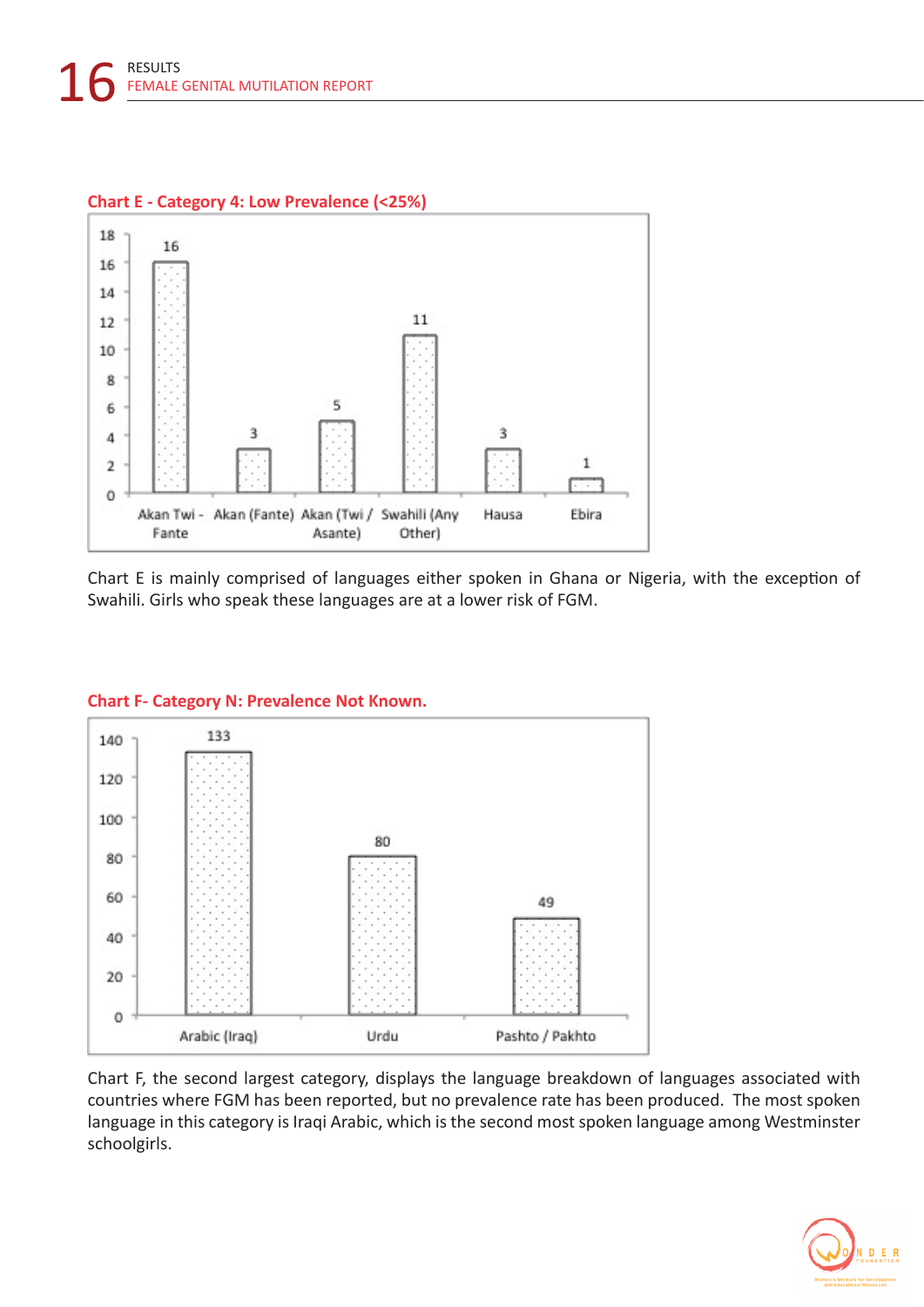**Chart E - Category 4: Low Prevalence (<25%)**

| Language | Count |
|---|---|
| Akan Twi - Fante | 16 |
| Akan (Fante) | 3 |
| Akan (Twi / Asante) | 5 |
| Swahili (Any Other) | 11 |
| Hausa | 3 |
| Ebira | 1 |

Chart E is mainly comprised of languages either spoken in Ghana or Nigeria, with the exception of Swahili. Girls who speak these languages are at a lower risk of FGM.

**Chart F- Category N: Prevalence Not Known.**

| Language | Count |
|---|---|
| Arabic (Iraq) | 133 |
| Urdu | 80 |
| Pashto / Pakhto | 49 |

Chart F, the second largest category, displays the language breakdown of languages associated with countries where FGM has been reported, but no prevalence rate has been produced. The most spoken language in this category is Iraqi Arabic, which is the second most spoken language among Westminster schoolgirls.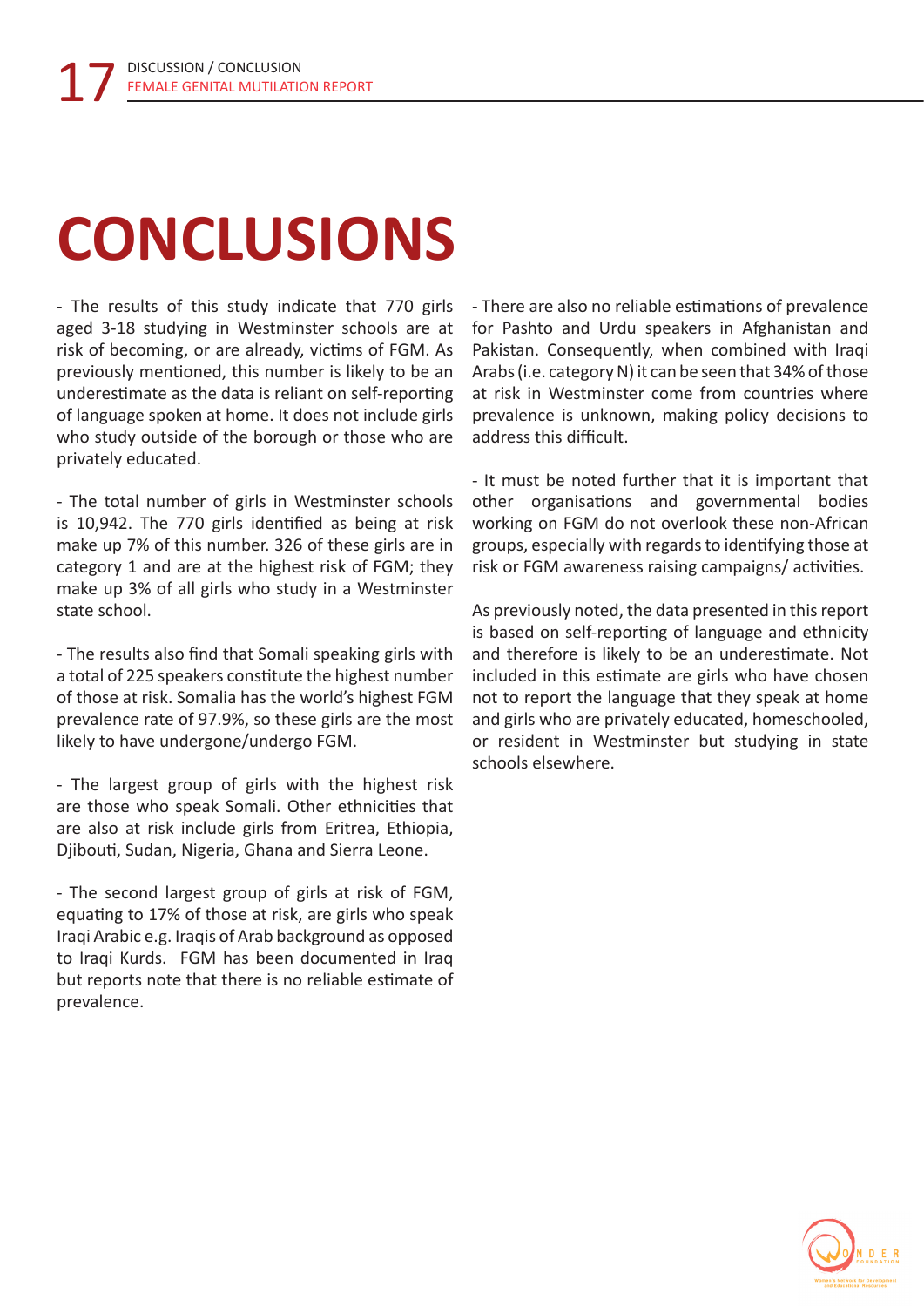# CONCLUSIONS

- The results of this study indicate that 770 girls aged 3-18 studying in Westminster schools are at risk of becoming, or are already, victims of FGM. As previously mentioned, this number is likely to be an underestimate as the data is reliant on self-reporting of language spoken at home. It does not include girls who study outside of the borough or those who are privately educated.

- The total number of girls in Westminster schools is 10,942. The 770 girls identified as being at risk make up 7% of this number. 326 of these girls are in category 1 and are at the highest risk of FGM; they make up 3% of all girls who study in a Westminster state school.

- The results also find that Somali speaking girls with a total of 225 speakers constitute the highest number of those at risk. Somalia has the world's highest FGM prevalence rate of 97.9%, so these girls are the most likely to have undergone/undergo FGM.

- The largest group of girls with the highest risk are those who speak Somali. Other ethnicities that are also at risk include girls from Eritrea, Ethiopia, Djibouti, Sudan, Nigeria, Ghana and Sierra Leone.

- The second largest group of girls at risk of FGM, equating to 17% of those at risk, are girls who speak Iraqi Arabic e.g. Iraqis of Arab background as opposed to Iraqi Kurds. FGM has been documented in Iraq but reports note that there is no reliable estimate of prevalence.

- There are also no reliable estimations of prevalence for Pashto and Urdu speakers in Afghanistan and Pakistan. Consequently, when combined with Iraqi Arabs (i.e. category N) it can be seen that 34% of those at risk in Westminster come from countries where prevalence is unknown, making policy decisions to address this difficult.

- It must be noted further that it is important that other organisations and governmental bodies working on FGM do not overlook these non-African groups, especially with regards to identifying those at risk or FGM awareness raising campaigns/ activities.

As previously noted, the data presented in this report is based on self-reporting of language and ethnicity and therefore is likely to be an underestimate. Not included in this estimate are girls who have chosen not to report the language that they speak at home and girls who are privately educated, homeschooled, or resident in Westminster but studying in state schools elsewhere.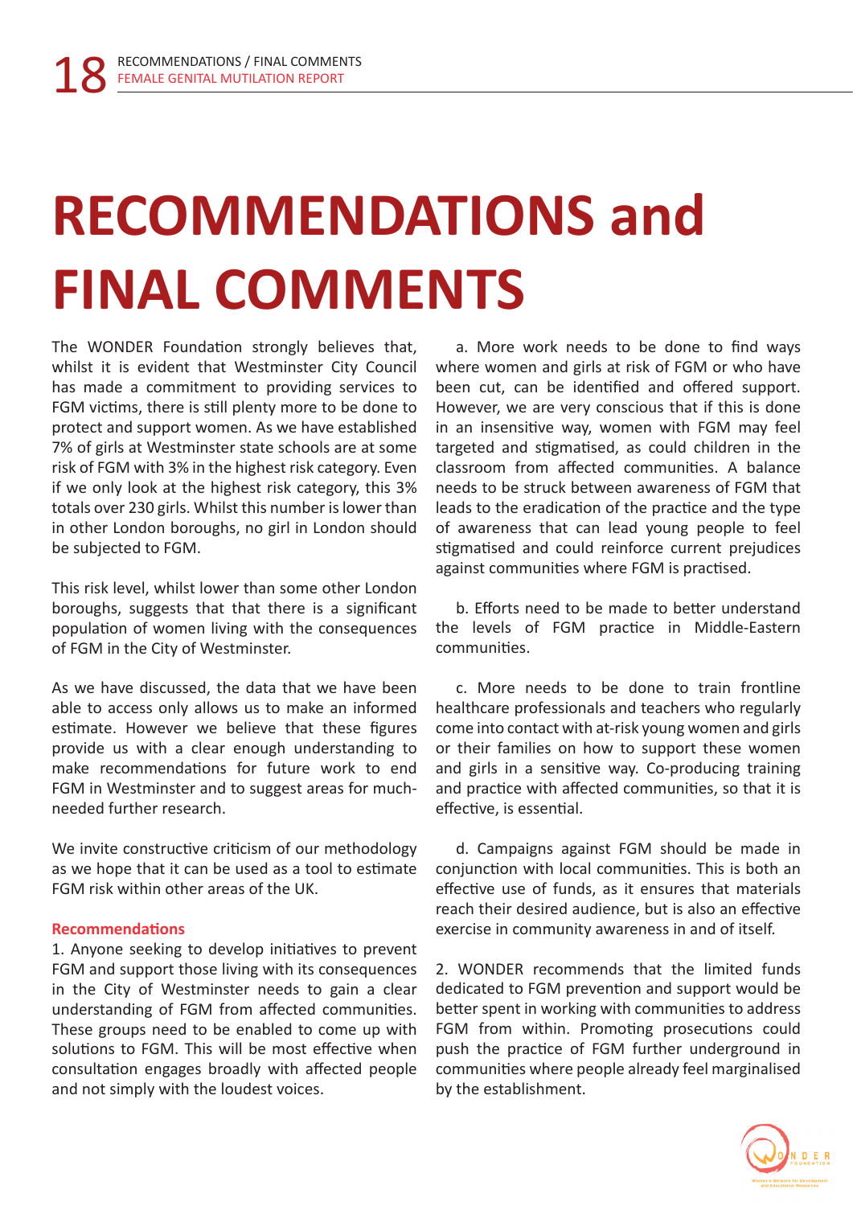# RECOMMENDATIONS and FINAL COMMENTS

The WONDER Foundation strongly believes that, whilst it is evident that Westminster City Council has made a commitment to providing services to FGM victims, there is still plenty more to be done to protect and support women. As we have established 7% of girls at Westminster state schools are at some risk of FGM with 3% in the highest risk category. Even if we only look at the highest risk category, this 3% totals over 230 girls. Whilst this number is lower than in other London boroughs, no girl in London should be subjected to FGM.

This risk level, whilst lower than some other London boroughs, suggests that that there is a significant population of women living with the consequences of FGM in the City of Westminster.

As we have discussed, the data that we have been able to access only allows us to make an informed estimate. However we believe that these figures provide us with a clear enough understanding to make recommendations for future work to end FGM in Westminster and to suggest areas for much-needed further research.

We invite constructive criticism of our methodology as we hope that it can be used as a tool to estimate FGM risk within other areas of the UK.

**Recommendations**

1. Anyone seeking to develop initiatives to prevent FGM and support those living with its consequences in the City of Westminster needs to gain a clear understanding of FGM from affected communities. These groups need to be enabled to come up with solutions to FGM. This will be most effective when consultation engages broadly with affected people and not simply with the loudest voices.

   a. More work needs to be done to find ways where women and girls at risk of FGM or who have been cut, can be identified and offered support. However, we are very conscious that if this is done in an insensitive way, women with FGM may feel targeted and stigmatised, as could children in the classroom from affected communities. A balance needs to be struck between awareness of FGM that leads to the eradication of the practice and the type of awareness that can lead young people to feel stigmatised and could reinforce current prejudices against communities where FGM is practised.

   b. Efforts need to be made to better understand the levels of FGM practice in Middle-Eastern communities.

   c. More needs to be done to train frontline healthcare professionals and teachers who regularly come into contact with at-risk young women and girls or their families on how to support these women and girls in a sensitive way. Co-producing training and practice with affected communities, so that it is effective, is essential.

   d. Campaigns against FGM should be made in conjunction with local communities. This is both an effective use of funds, as it ensures that materials reach their desired audience, but is also an effective exercise in community awareness in and of itself.

2. WONDER recommends that the limited funds dedicated to FGM prevention and support would be better spent in working with communities to address FGM from within. Promoting prosecutions could push the practice of FGM further underground in communities where people already feel marginalised by the establishment.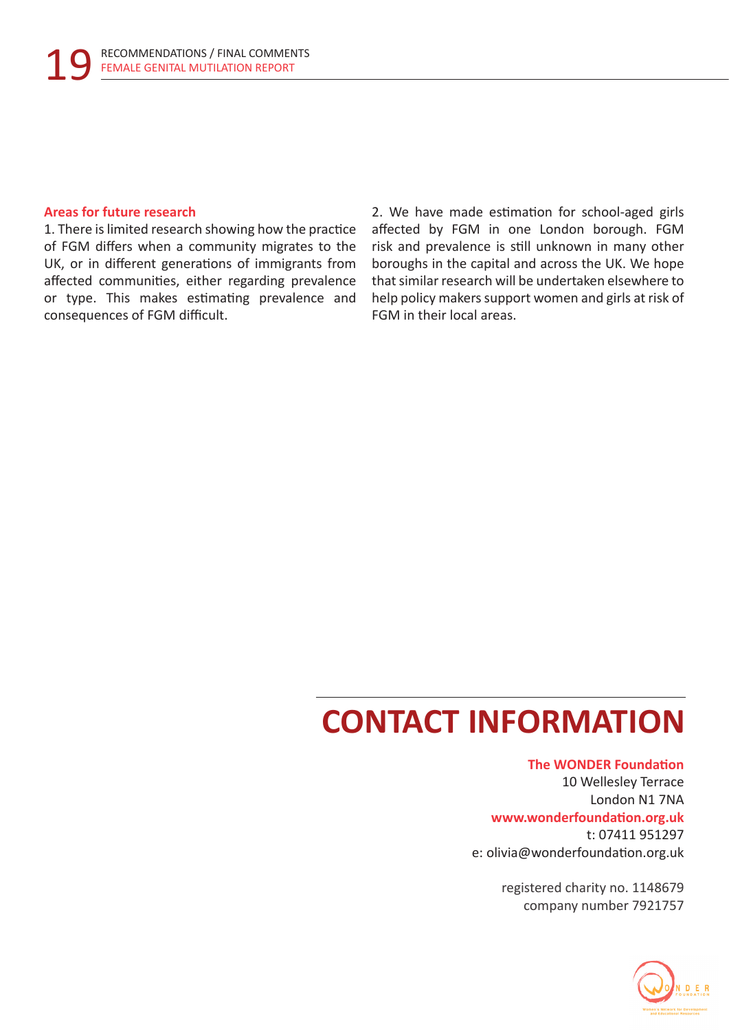### Areas for future research

1. There is limited research showing how the practice of FGM differs when a community migrates to the UK, or in different generations of immigrants from affected communities, either regarding prevalence or type. This makes estimating prevalence and consequences of FGM difficult.

2. We have made estimation for school-aged girls affected by FGM in one London borough. FGM risk and prevalence is still unknown in many other boroughs in the capital and across the UK. We hope that similar research will be undertaken elsewhere to help policy makers support women and girls at risk of FGM in their local areas.

# CONTACT INFORMATION

**The WONDER Foundation**
10 Wellesley Terrace
London N1 7NA
**www.wonderfoundation.org.uk**
t: 07411 951297
e: olivia@wonderfoundation.org.uk

registered charity no. 1148679
company number 7921757